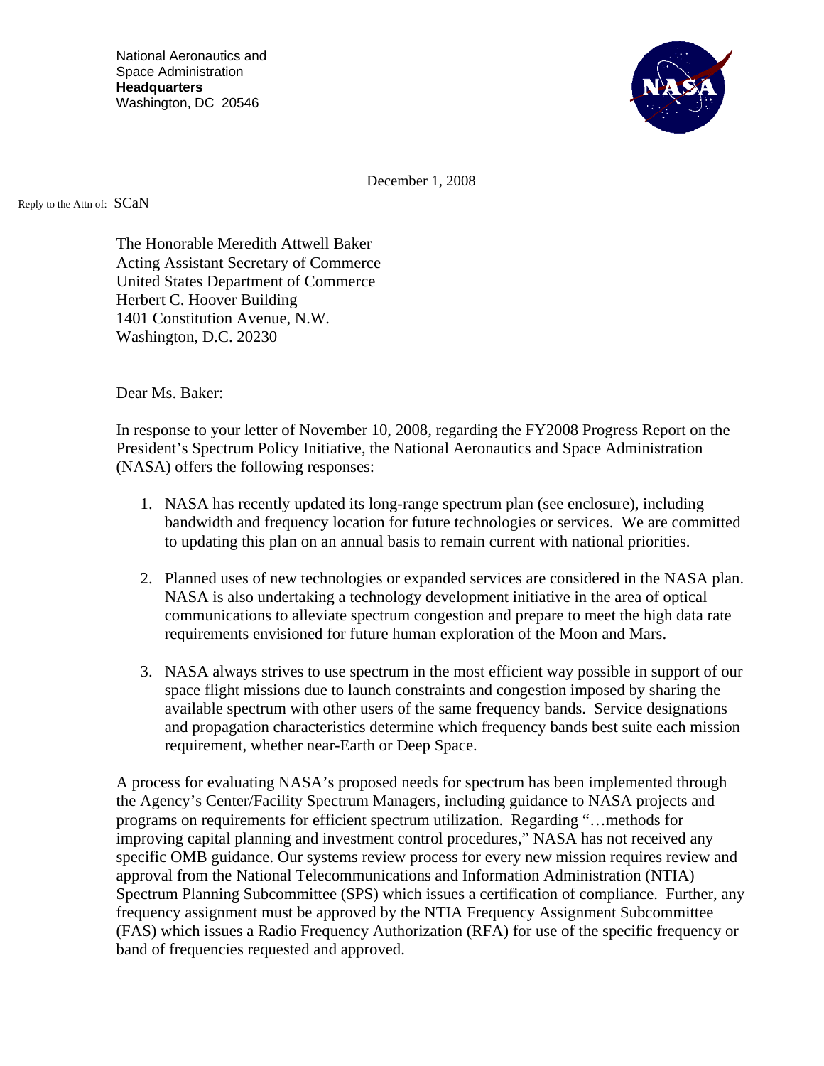National Aeronautics and
Space Administration
**Headquarters**
Washington, DC 20546

December 1, 2008

Reply to the Attn of: SCaN

The Honorable Meredith Attwell Baker
Acting Assistant Secretary of Commerce
United States Department of Commerce
Herbert C. Hoover Building
1401 Constitution Avenue, N.W.
Washington, D.C. 20230

Dear Ms. Baker:

In response to your letter of November 10, 2008, regarding the FY2008 Progress Report on the President's Spectrum Policy Initiative, the National Aeronautics and Space Administration (NASA) offers the following responses:

1. NASA has recently updated its long-range spectrum plan (see enclosure), including bandwidth and frequency location for future technologies or services. We are committed to updating this plan on an annual basis to remain current with national priorities.

2. Planned uses of new technologies or expanded services are considered in the NASA plan. NASA is also undertaking a technology development initiative in the area of optical communications to alleviate spectrum congestion and prepare to meet the high data rate requirements envisioned for future human exploration of the Moon and Mars.

3. NASA always strives to use spectrum in the most efficient way possible in support of our space flight missions due to launch constraints and congestion imposed by sharing the available spectrum with other users of the same frequency bands. Service designations and propagation characteristics determine which frequency bands best suite each mission requirement, whether near-Earth or Deep Space.

A process for evaluating NASA's proposed needs for spectrum has been implemented through the Agency's Center/Facility Spectrum Managers, including guidance to NASA projects and programs on requirements for efficient spectrum utilization. Regarding "…methods for improving capital planning and investment control procedures," NASA has not received any specific OMB guidance. Our systems review process for every new mission requires review and approval from the National Telecommunications and Information Administration (NTIA) Spectrum Planning Subcommittee (SPS) which issues a certification of compliance. Further, any frequency assignment must be approved by the NTIA Frequency Assignment Subcommittee (FAS) which issues a Radio Frequency Authorization (RFA) for use of the specific frequency or band of frequencies requested and approved.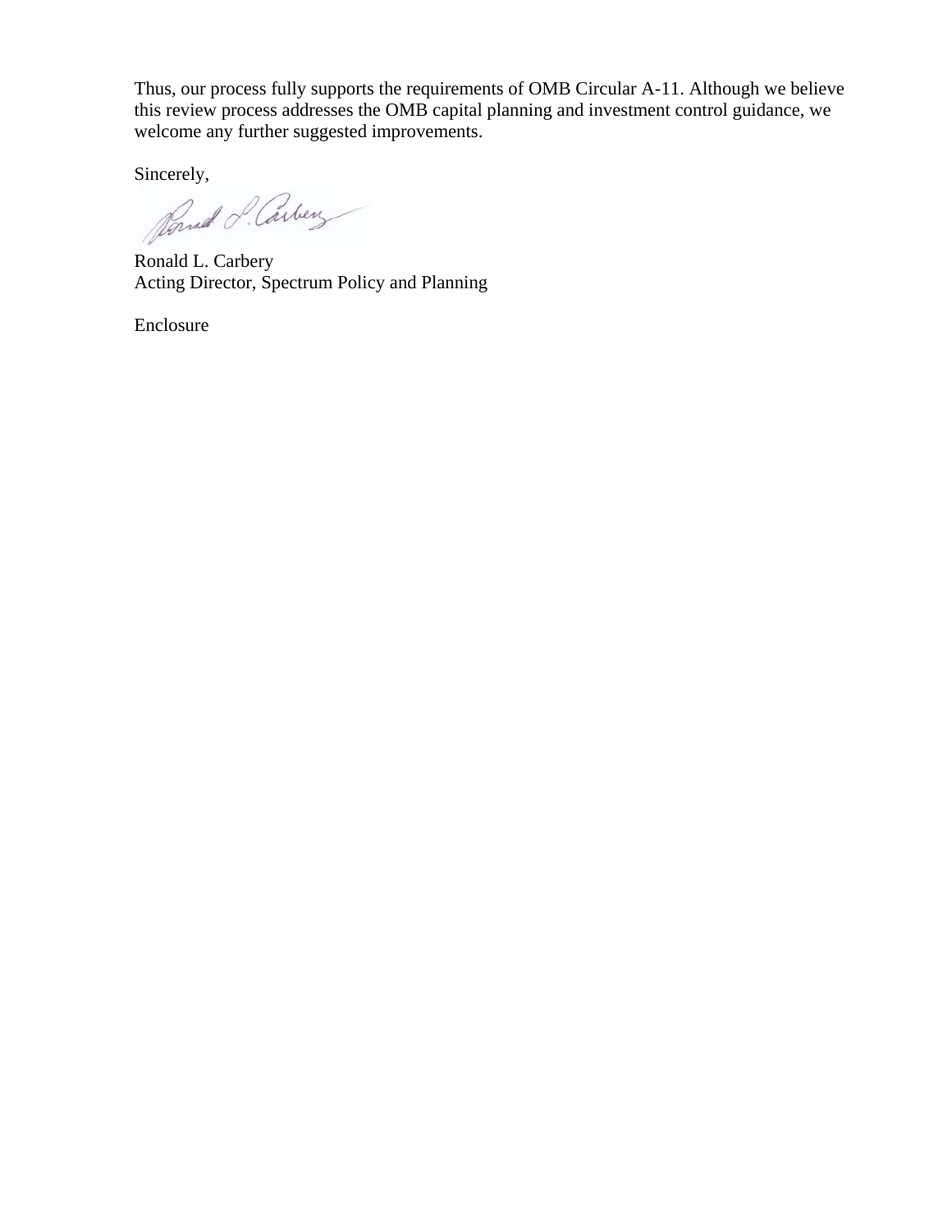Thus, our process fully supports the requirements of OMB Circular A-11. Although we believe this review process addresses the OMB capital planning and investment control guidance, we welcome any further suggested improvements.

Sincerely,

Ronald L. Carbery  
Acting Director, Spectrum Policy and Planning

Enclosure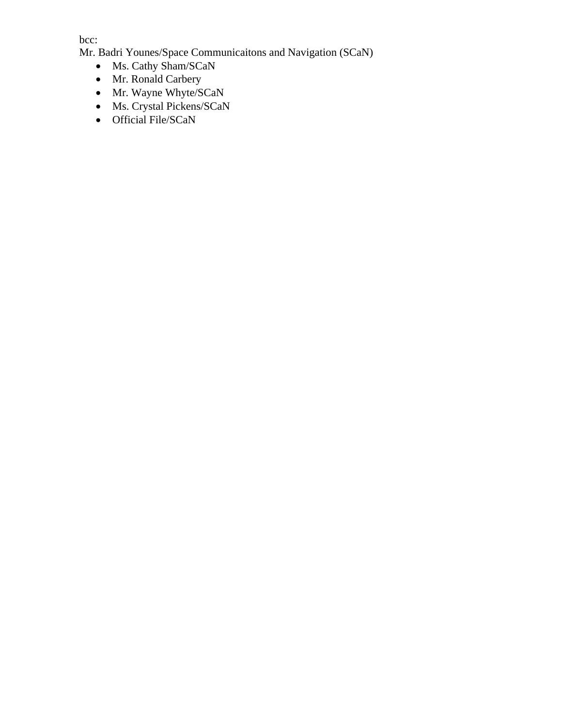bcc:
Mr. Badri Younes/Space Communicaitons and Navigation (SCaN)

- Ms. Cathy Sham/SCaN
- Mr. Ronald Carbery
- Mr. Wayne Whyte/SCaN
- Ms. Crystal Pickens/SCaN
- Official File/SCaN